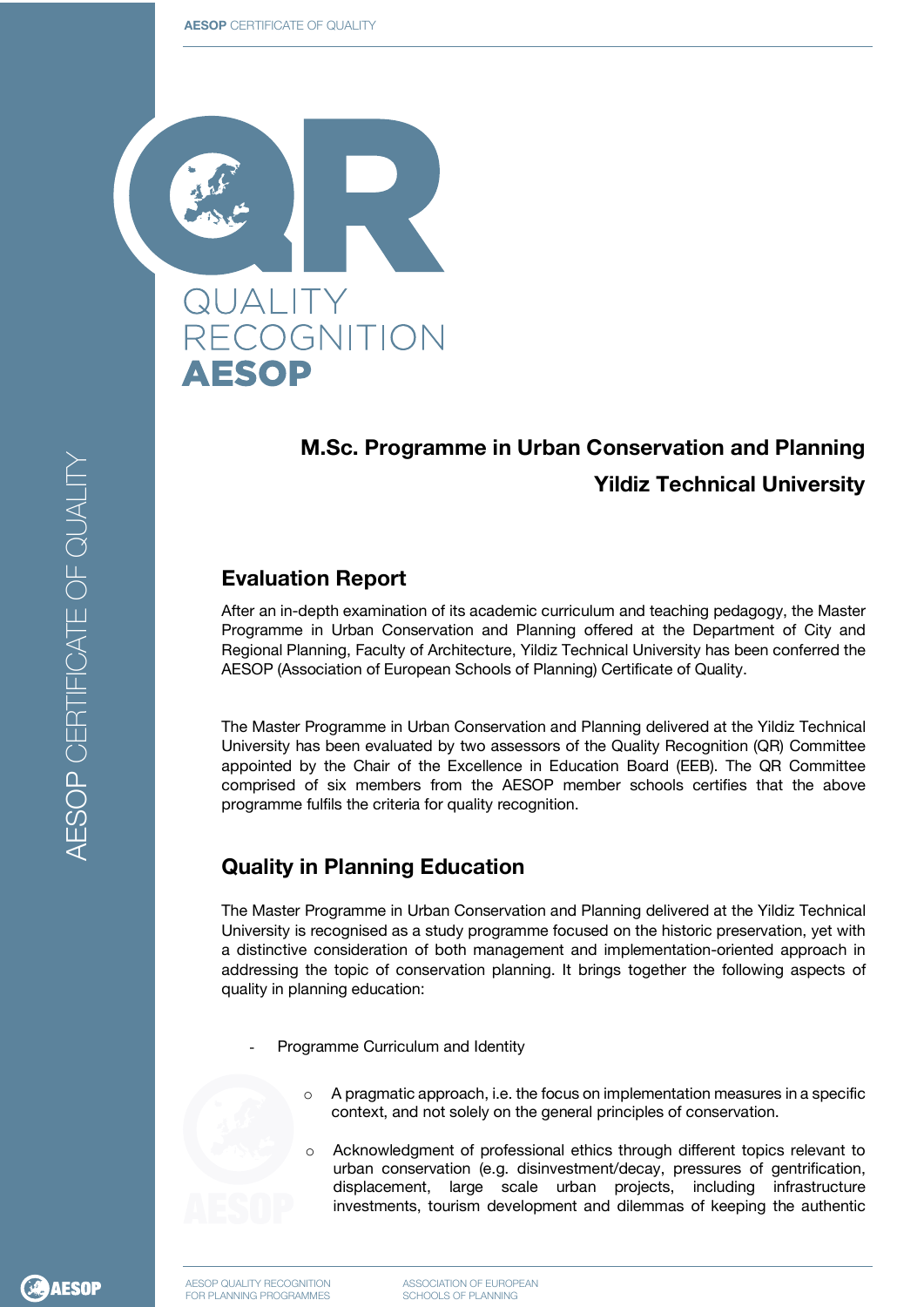# QUALITY RECOGNITION AESOP

## M.Sc. Programme in Urban Conservation and Planning

## Yildiz Technical University

## Evaluation Report

After an in-depth examination of its academic curriculum and teaching pedagogy, the Master Programme in Urban Conservation and Planning offered at the Department of City and Regional Planning, Faculty of Architecture, Yildiz Technical University has been conferred the AESOP (Association of European Schools of Planning) Certificate of Quality.

The Master Programme in Urban Conservation and Planning delivered at the Yildiz Technical University has been evaluated by two assessors of the Quality Recognition (QR) Committee appointed by the Chair of the Excellence in Education Board (EEB). The QR Committee comprised of six members from the AESOP member schools certifies that the above programme fulfils the criteria for quality recognition.

## Quality in Planning Education

The Master Programme in Urban Conservation and Planning delivered at the Yildiz Technical University is recognised as a study programme focused on the historic preservation, yet with a distinctive consideration of both management and implementation-oriented approach in addressing the topic of conservation planning. It brings together the following aspects of quality in planning education:

- Programme Curriculum and Identity
  - A pragmatic approach, i.e. the focus on implementation measures in a specific context, and not solely on the general principles of conservation.
  - Acknowledgment of professional ethics through different topics relevant to urban conservation (e.g. disinvestment/decay, pressures of gentrification, displacement, large scale urban projects, including infrastructure investments, tourism development and dilemmas of keeping the authentic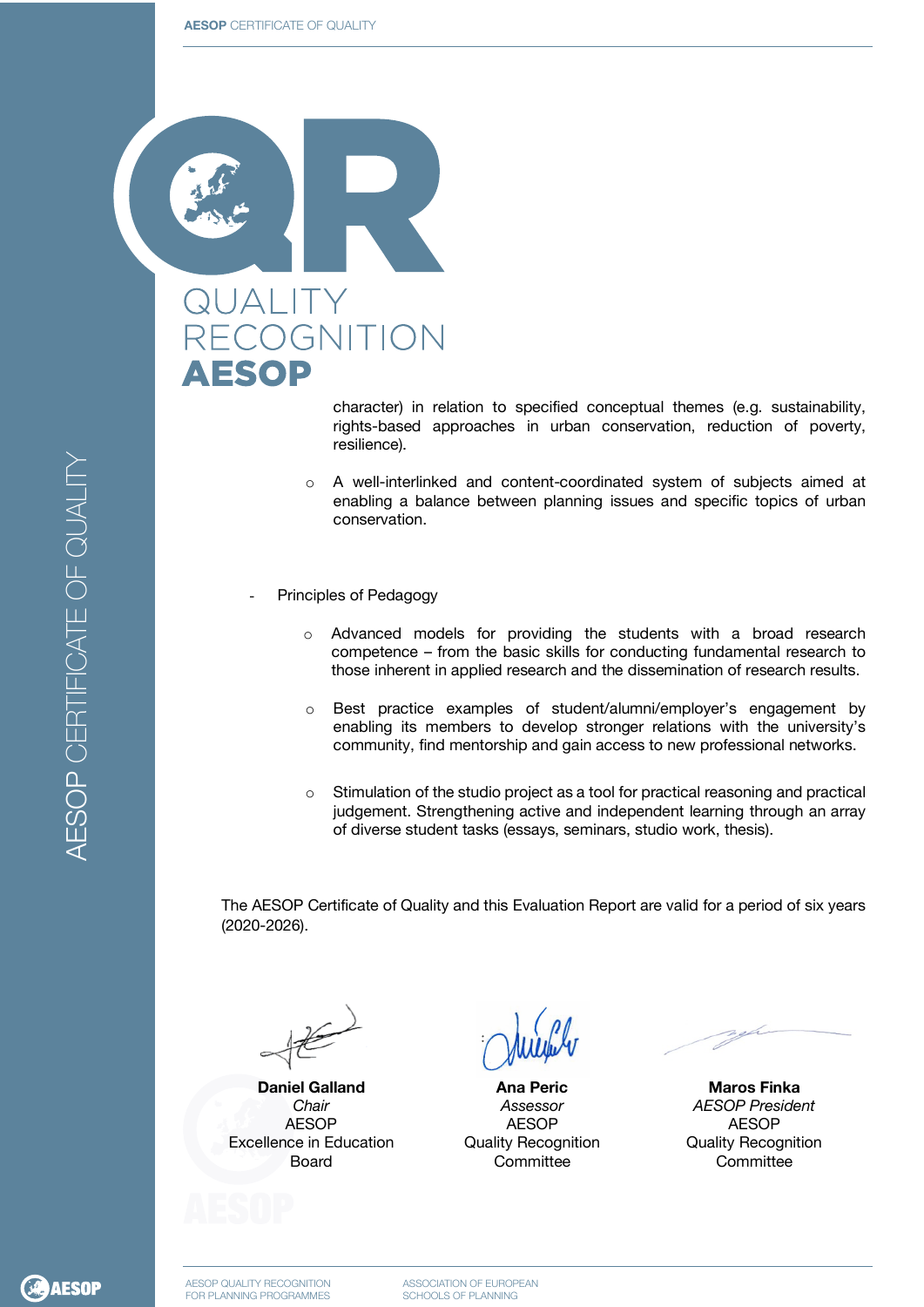character) in relation to specified conceptual themes (e.g. sustainability, rights-based approaches in urban conservation, reduction of poverty, resilience).

  - A well-interlinked and content-coordinated system of subjects aimed at enabling a balance between planning issues and specific topics of urban conservation.

- Principles of Pedagogy
  - Advanced models for providing the students with a broad research competence – from the basic skills for conducting fundamental research to those inherent in applied research and the dissemination of research results.
  - Best practice examples of student/alumni/employer's engagement by enabling its members to develop stronger relations with the university's community, find mentorship and gain access to new professional networks.
  - Stimulation of the studio project as a tool for practical reasoning and practical judgement. Strengthening active and independent learning through an array of diverse student tasks (essays, seminars, studio work, thesis).

The AESOP Certificate of Quality and this Evaluation Report are valid for a period of six years (2020-2026).

| | | |
|---|---|---|
| **Daniel Galland** | **Ana Peric** | **Maros Finka** |
| *Chair* | *Assessor* | *AESOP President* |
| AESOP | AESOP | AESOP |
| Excellence in Education Board | Quality Recognition Committee | Quality Recognition Committee |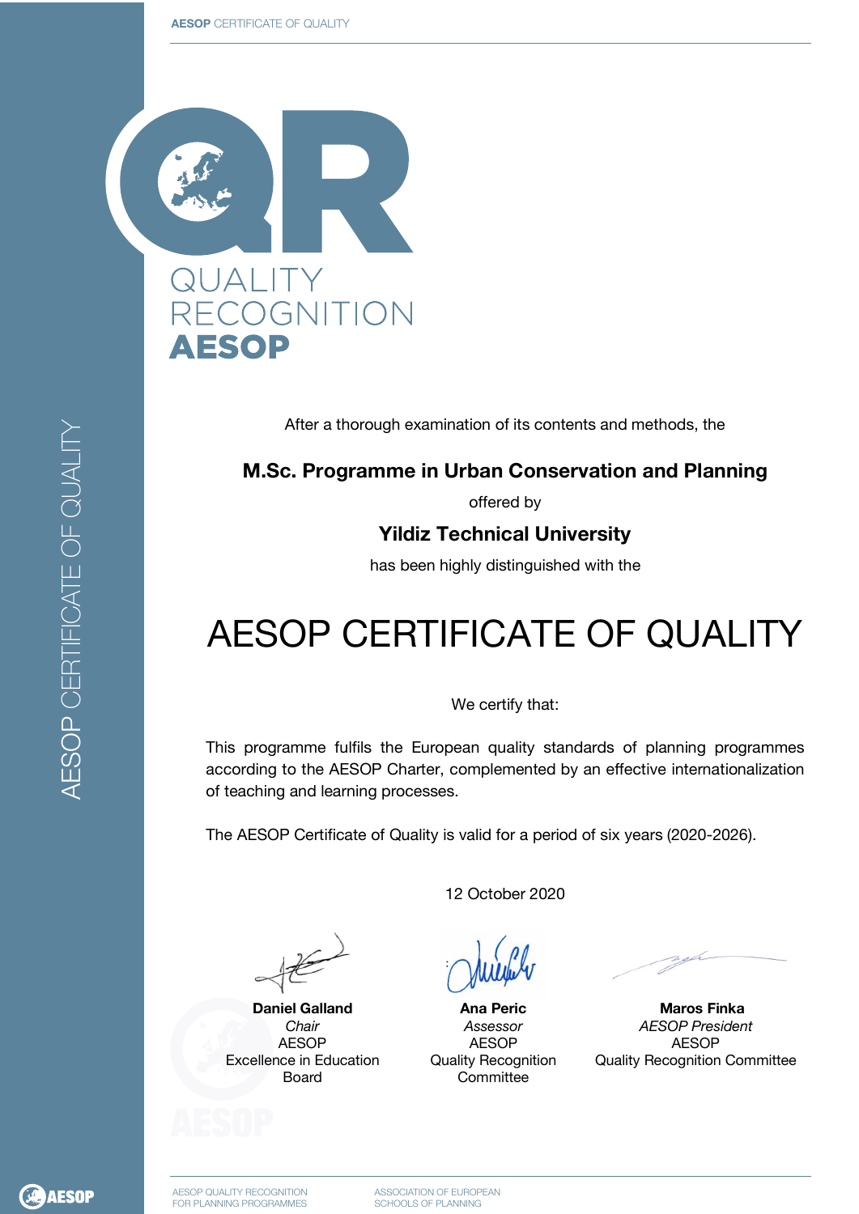QUALITY RECOGNITION AESOP

After a thorough examination of its contents and methods, the

**M.Sc. Programme in Urban Conservation and Planning**

offered by

**Yildiz Technical University**

has been highly distinguished with the

# AESOP CERTIFICATE OF QUALITY

We certify that:

This programme fulfils the European quality standards of planning programmes according to the AESOP Charter, complemented by an effective internationalization of teaching and learning processes.

The AESOP Certificate of Quality is valid for a period of six years (2020-2026).

12 October 2020

**Daniel Galland**
*Chair*
AESOP
Excellence in Education Board

**Ana Peric**
*Assessor*
AESOP
Quality Recognition Committee

**Maros Finka**
*AESOP President*
AESOP
Quality Recognition Committee

AESOP QUALITY RECOGNITION FOR PLANNING PROGRAMMES

ASSOCIATION OF EUROPEAN SCHOOLS OF PLANNING